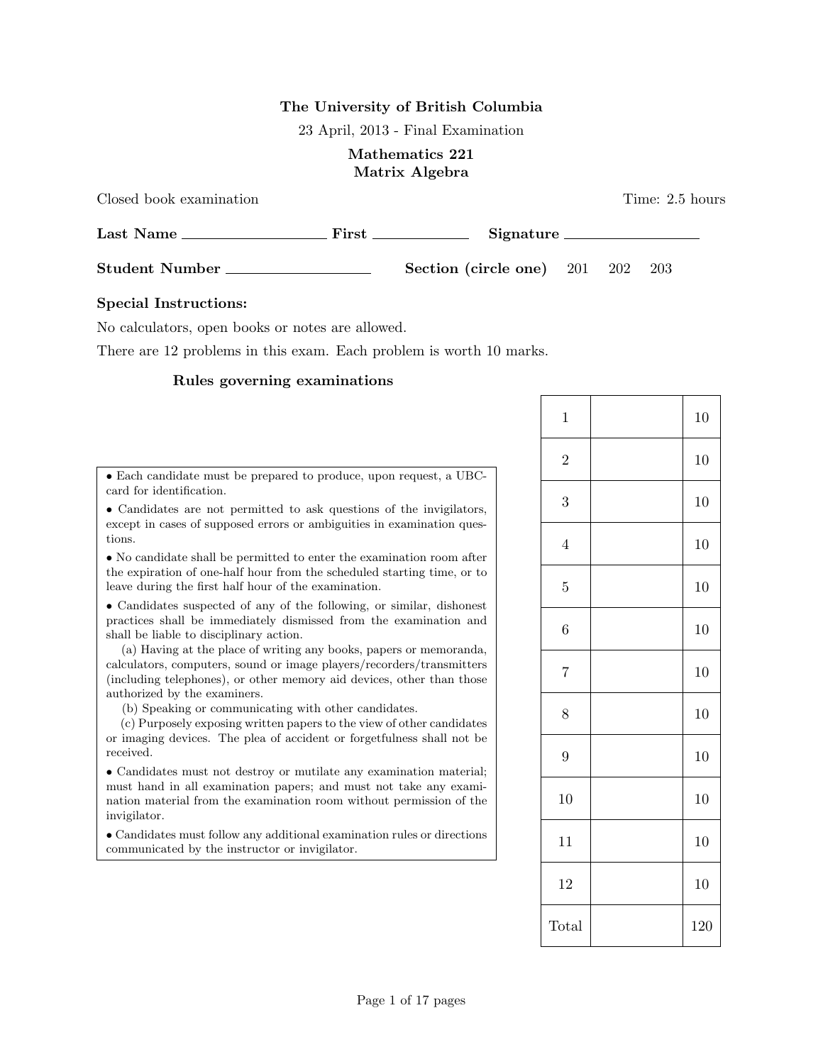**The University of British Columbia**

23 April, 2013 - Final Examination

**Mathematics 221**
**Matrix Algebra**

Closed book examination

Time: 2.5 hours

**Last Name** ____________________ **First** _____________ **Signature** ___________________

**Student Number** ____________________ **Section (circle one)** 201 202 203

**Special Instructions:**

No calculators, open books or notes are allowed.

There are 12 problems in this exam. Each problem is worth 10 marks.

**Rules governing examinations**

- Each candidate must be prepared to produce, upon request, a UBC-card for identification.
- Candidates are not permitted to ask questions of the invigilators, except in cases of supposed errors or ambiguities in examination questions.
- No candidate shall be permitted to enter the examination room after the expiration of one-half hour from the scheduled starting time, or to leave during the first half hour of the examination.
- Candidates suspected of any of the following, or similar, dishonest practices shall be immediately dismissed from the examination and shall be liable to disciplinary action.
  - (a) Having at the place of writing any books, papers or memoranda, calculators, computers, sound or image players/recorders/transmitters (including telephones), or other memory aid devices, other than those authorized by the examiners.
  - (b) Speaking or communicating with other candidates.
  - (c) Purposely exposing written papers to the view of other candidates or imaging devices. The plea of accident or forgetfulness shall not be received.
- Candidates must not destroy or mutilate any examination material; must hand in all examination papers; and must not take any examination material from the examination room without permission of the invigilator.
- Candidates must follow any additional examination rules or directions communicated by the instructor or invigilator.

| Problem | Score | Marks |
|---|---|---|
| 1 | | 10 |
| 2 | | 10 |
| 3 | | 10 |
| 4 | | 10 |
| 5 | | 10 |
| 6 | | 10 |
| 7 | | 10 |
| 8 | | 10 |
| 9 | | 10 |
| 10 | | 10 |
| 11 | | 10 |
| 12 | | 10 |
| Total | | 120 |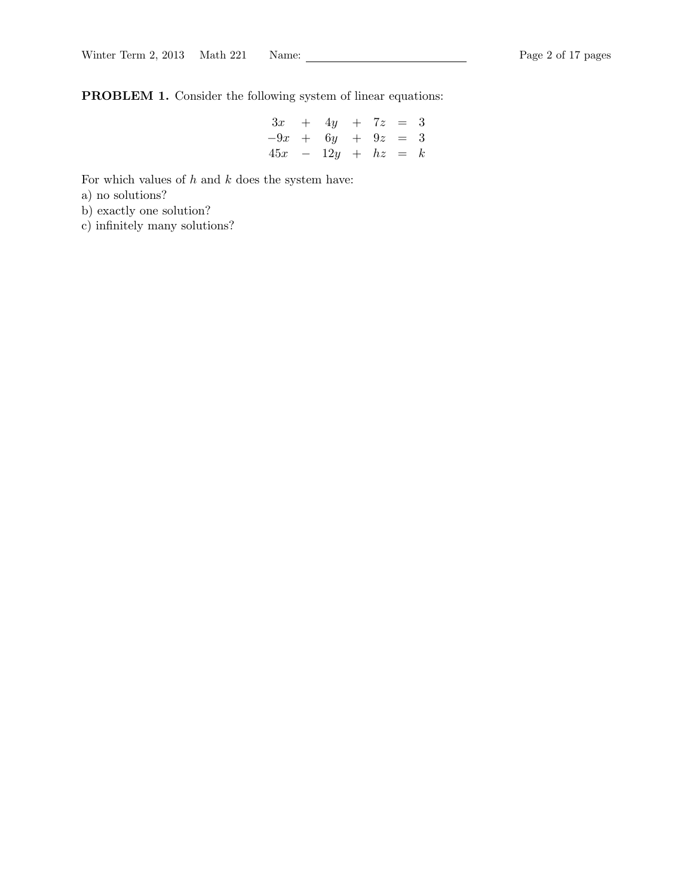**PROBLEM 1.** Consider the following system of linear equations:

$$
\begin{array}{rcrcrcl}
3x & + & 4y & + & 7z & = & 3 \\
-9x & + & 6y & + & 9z & = & 3 \\
45x & - & 12y & + & hz & = & k
\end{array}
$$

For which values of $h$ and $k$ does the system have:  
a) no solutions?  
b) exactly one solution?  
c) infinitely many solutions?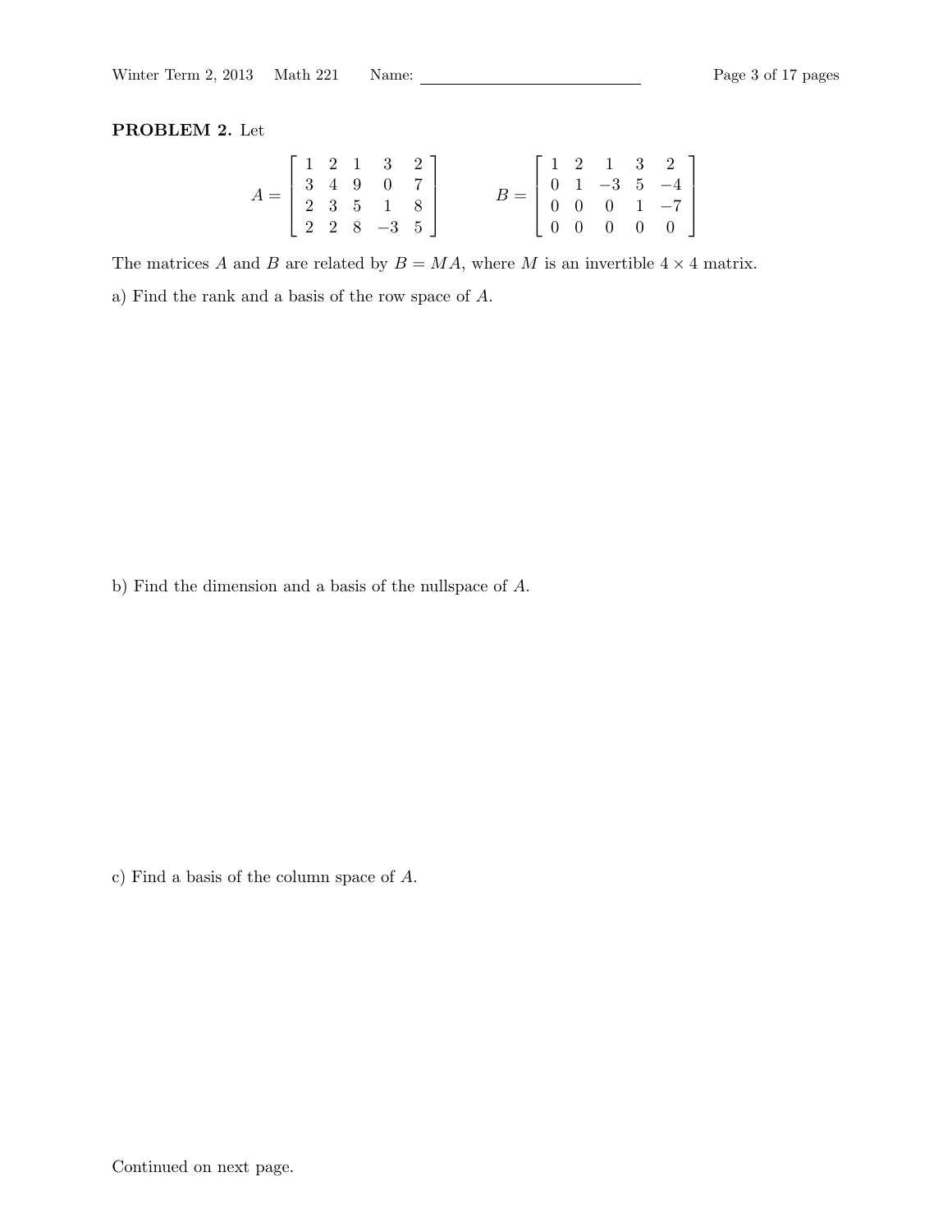**PROBLEM 2.** Let

$$A = \begin{bmatrix} 1 & 2 & 1 & 3 & 2 \\ 3 & 4 & 9 & 0 & 7 \\ 2 & 3 & 5 & 1 & 8 \\ 2 & 2 & 8 & -3 & 5 \end{bmatrix} \qquad B = \begin{bmatrix} 1 & 2 & 1 & 3 & 2 \\ 0 & 1 & -3 & 5 & -4 \\ 0 & 0 & 0 & 1 & -7 \\ 0 & 0 & 0 & 0 & 0 \end{bmatrix}$$

The matrices $A$ and $B$ are related by $B = MA$, where $M$ is an invertible $4 \times 4$ matrix.

a) Find the rank and a basis of the row space of $A$.

b) Find the dimension and a basis of the nullspace of $A$.

c) Find a basis of the column space of $A$.

Continued on next page.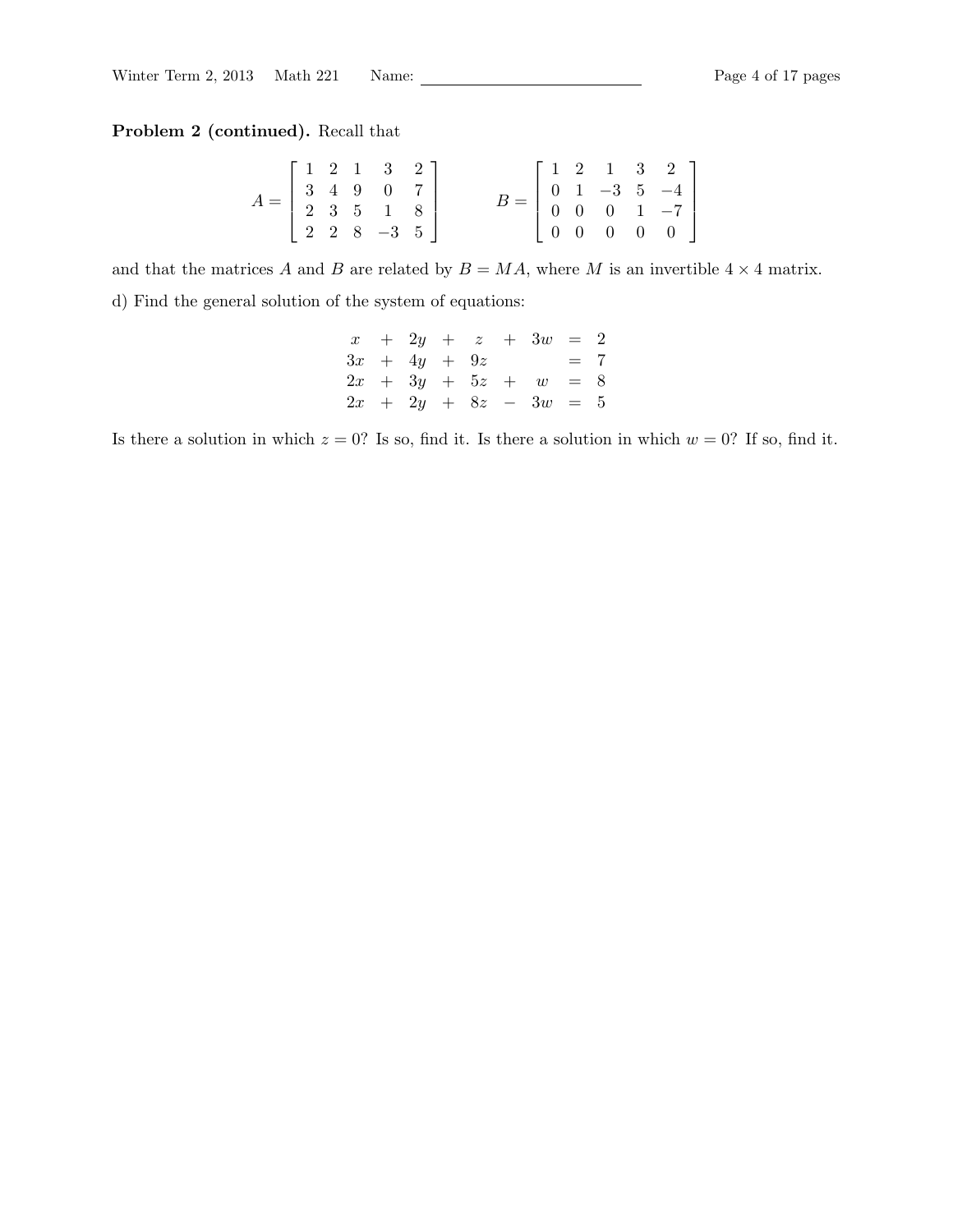**Problem 2 (continued).** Recall that

$$A = \begin{bmatrix} 1 & 2 & 1 & 3 & 2 \\ 3 & 4 & 9 & 0 & 7 \\ 2 & 3 & 5 & 1 & 8 \\ 2 & 2 & 8 & -3 & 5 \end{bmatrix} \qquad B = \begin{bmatrix} 1 & 2 & 1 & 3 & 2 \\ 0 & 1 & -3 & 5 & -4 \\ 0 & 0 & 0 & 1 & -7 \\ 0 & 0 & 0 & 0 & 0 \end{bmatrix}$$

and that the matrices $A$ and $B$ are related by $B = MA$, where $M$ is an invertible $4 \times 4$ matrix.

d) Find the general solution of the system of equations:

$$\begin{array}{rcrcrcrcr} x & + & 2y & + & z & + & 3w & = & 2 \\ 3x & + & 4y & + & 9z & & & = & 7 \\ 2x & + & 3y & + & 5z & + & w & = & 8 \\ 2x & + & 2y & + & 8z & - & 3w & = & 5 \end{array}$$

Is there a solution in which $z = 0$? Is so, find it. Is there a solution in which $w = 0$? If so, find it.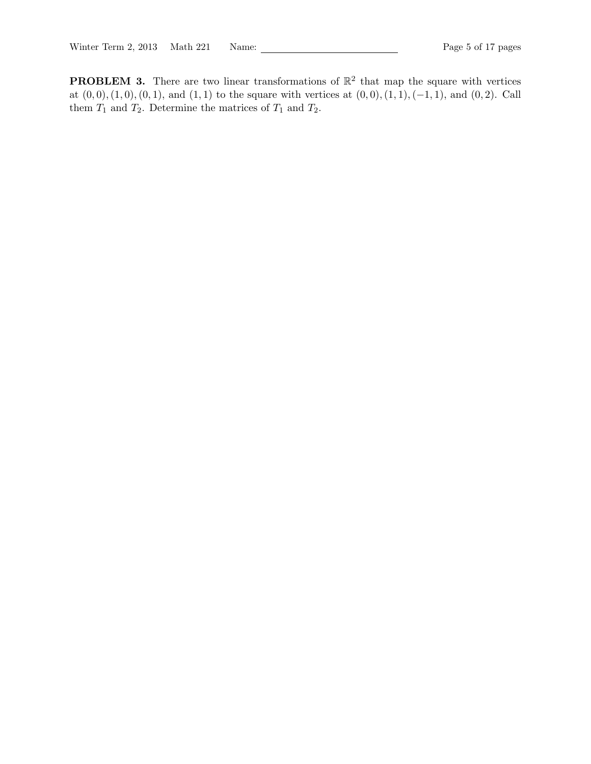**PROBLEM 3.** There are two linear transformations of $\mathbb{R}^2$ that map the square with vertices at $(0,0), (1,0), (0,1)$, and $(1,1)$ to the square with vertices at $(0,0), (1,1), (-1,1)$, and $(0,2)$. Call them $T_1$ and $T_2$. Determine the matrices of $T_1$ and $T_2$.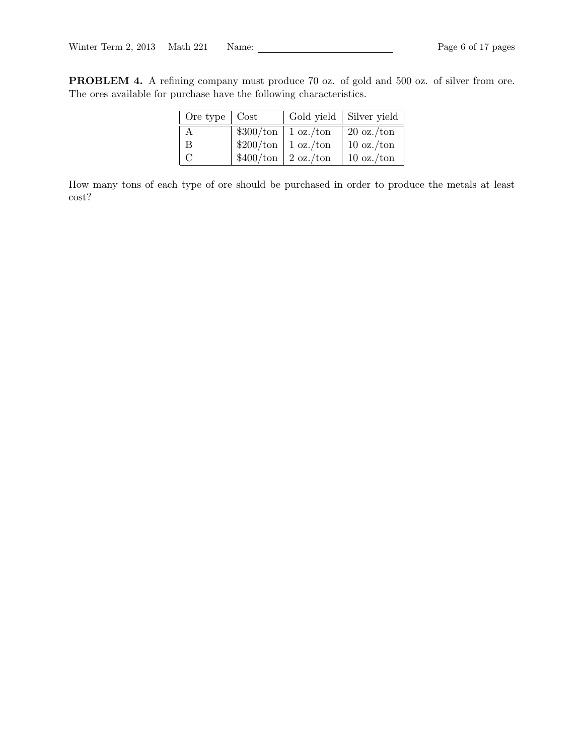**PROBLEM 4.** A refining company must produce 70 oz. of gold and 500 oz. of silver from ore. The ores available for purchase have the following characteristics.

| Ore type | Cost | Gold yield | Silver yield |
|---|---|---|---|
| A | $300/ton | 1 oz./ton | 20 oz./ton |
| B | $200/ton | 1 oz./ton | 10 oz./ton |
| C | $400/ton | 2 oz./ton | 10 oz./ton |

How many tons of each type of ore should be purchased in order to produce the metals at least cost?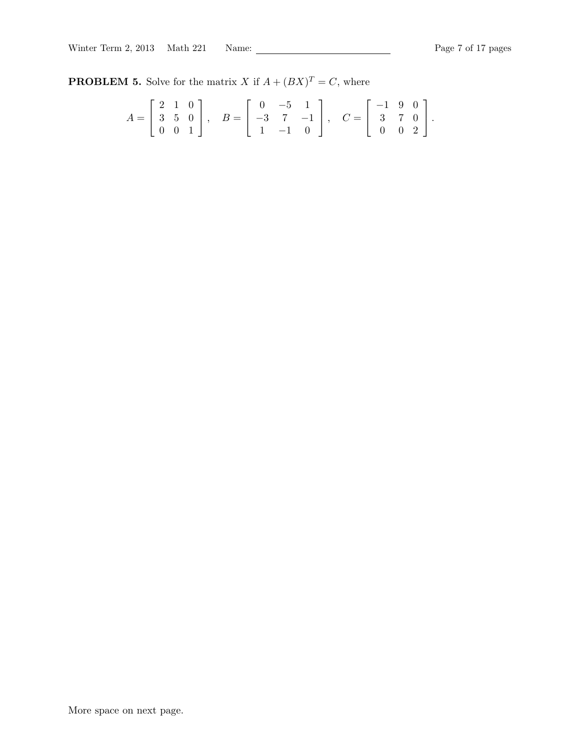**PROBLEM 5.** Solve for the matrix $X$ if $A + (BX)^T = C$, where

$$A = \begin{bmatrix} 2 & 1 & 0 \\ 3 & 5 & 0 \\ 0 & 0 & 1 \end{bmatrix}, \quad B = \begin{bmatrix} 0 & -5 & 1 \\ -3 & 7 & -1 \\ 1 & -1 & 0 \end{bmatrix}, \quad C = \begin{bmatrix} -1 & 9 & 0 \\ 3 & 7 & 0 \\ 0 & 0 & 2 \end{bmatrix}.$$

More space on next page.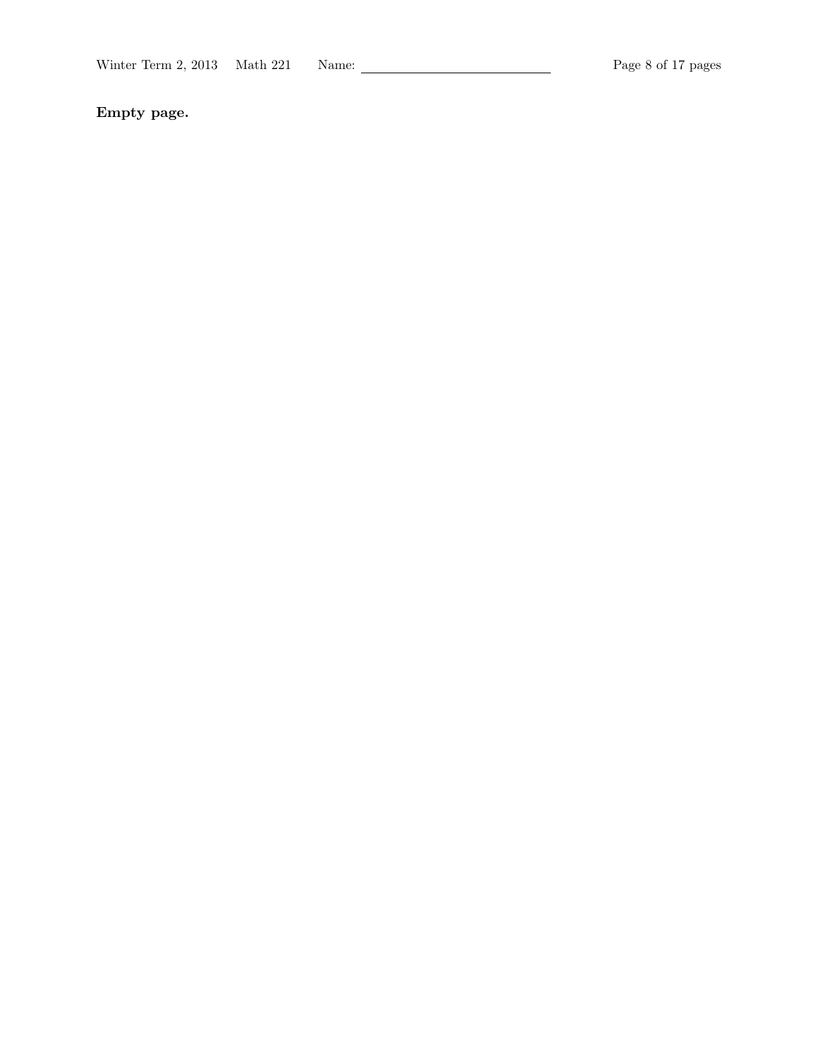**Empty page.**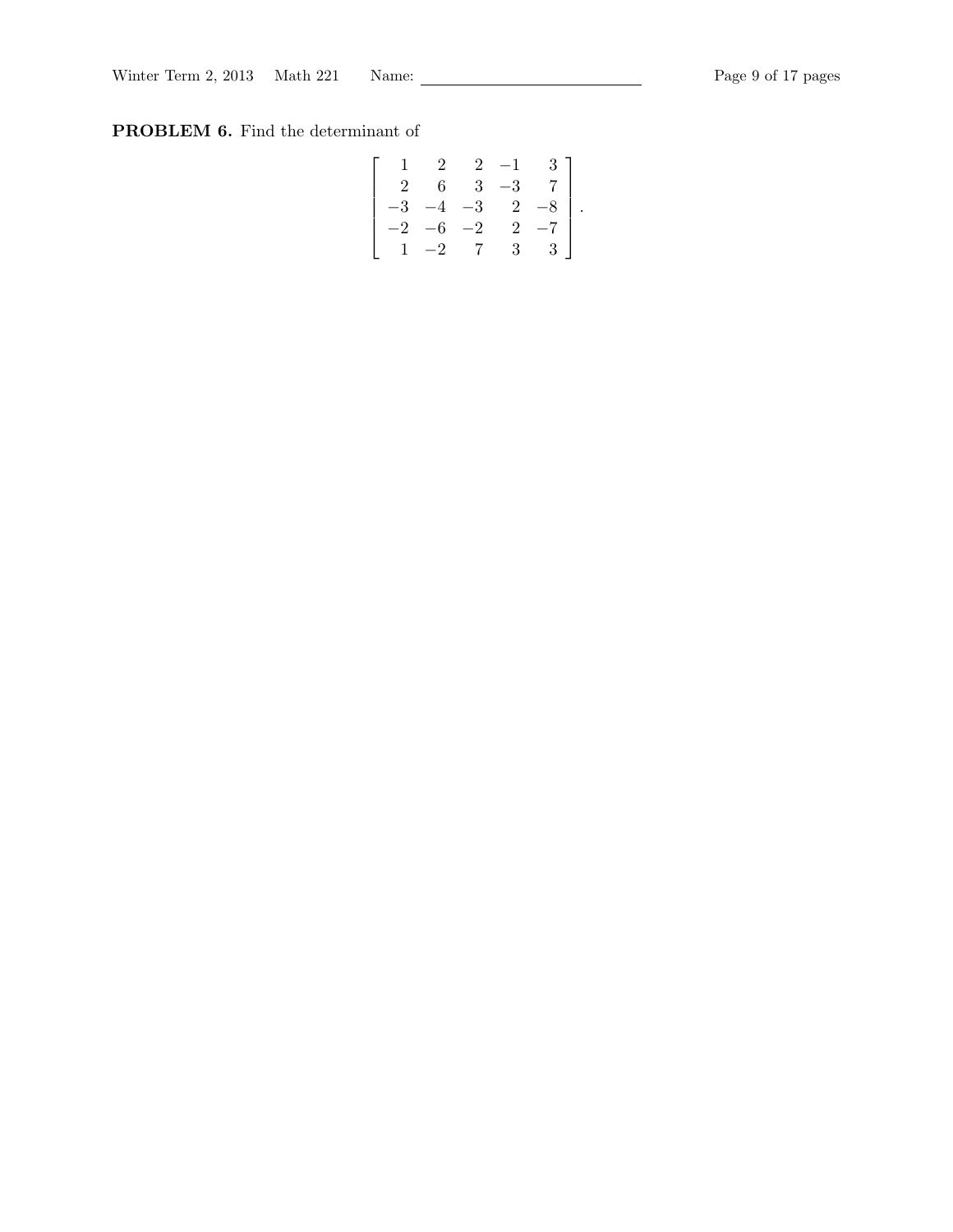**PROBLEM 6.** Find the determinant of

$$\begin{bmatrix} 1 & 2 & 2 & -1 & 3 \\ 2 & 6 & 3 & -3 & 7 \\ -3 & -4 & -3 & 2 & -8 \\ -2 & -6 & -2 & 2 & -7 \\ 1 & -2 & 7 & 3 & 3 \end{bmatrix}.$$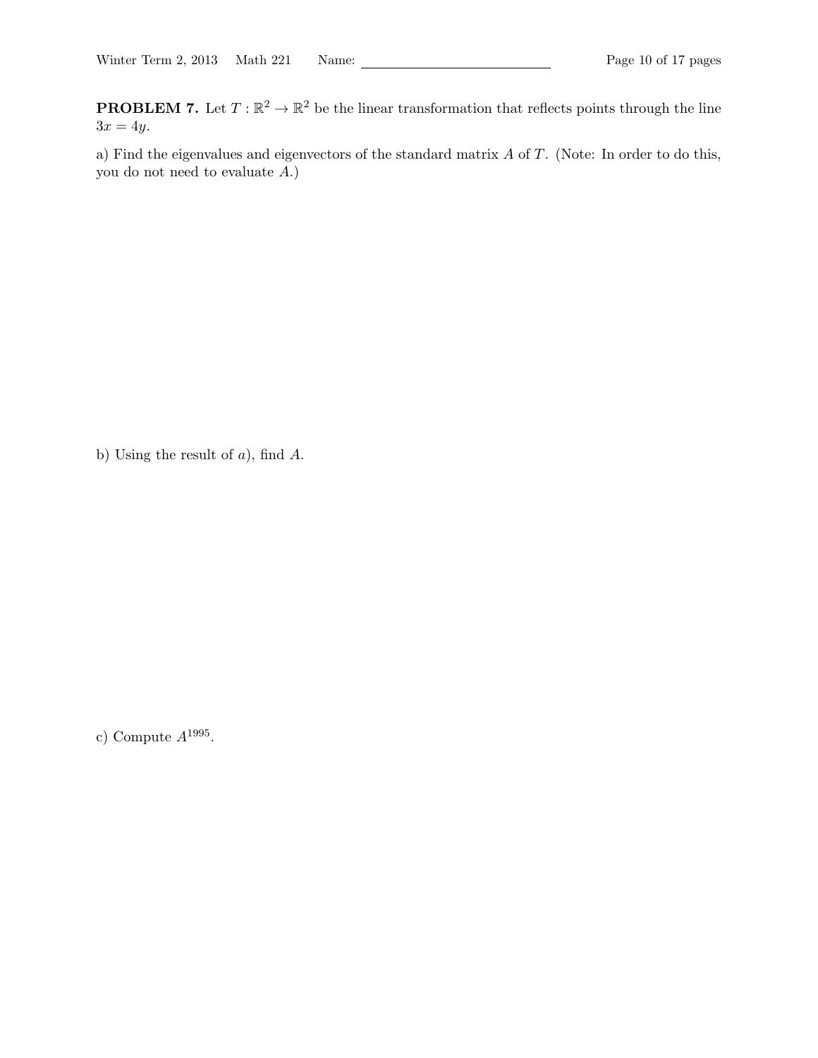**PROBLEM 7.** Let $T : \mathbb{R}^2 \to \mathbb{R}^2$ be the linear transformation that reflects points through the line $3x = 4y$.

a) Find the eigenvalues and eigenvectors of the standard matrix $A$ of $T$. (Note: In order to do this, you do not need to evaluate $A$.)

b) Using the result of $a$), find $A$.

c) Compute $A^{1995}$.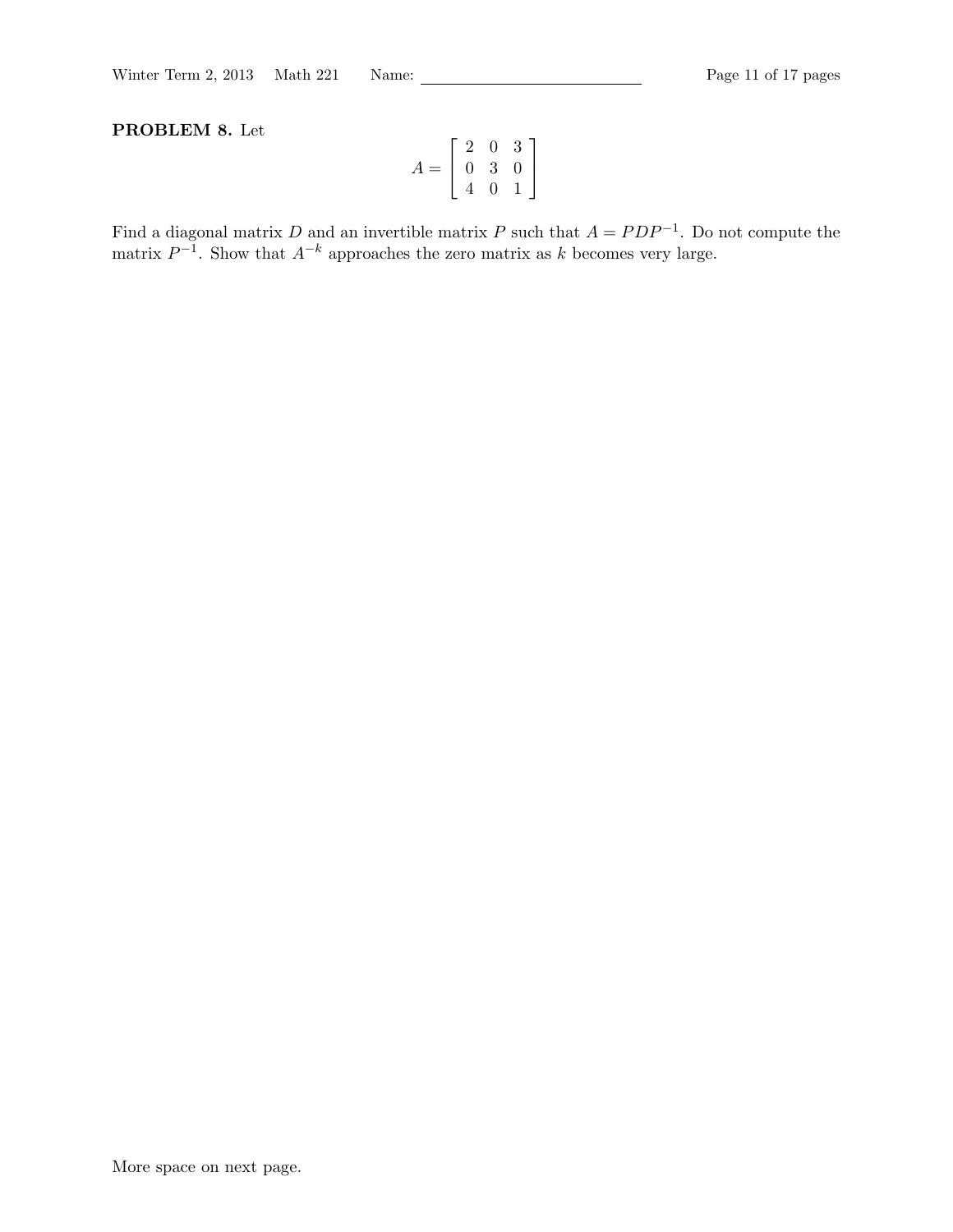**PROBLEM 8.** Let

$$A = \begin{bmatrix} 2 & 0 & 3 \\ 0 & 3 & 0 \\ 4 & 0 & 1 \end{bmatrix}$$

Find a diagonal matrix $D$ and an invertible matrix $P$ such that $A = PDP^{-1}$. Do not compute the matrix $P^{-1}$. Show that $A^{-k}$ approaches the zero matrix as $k$ becomes very large.

More space on next page.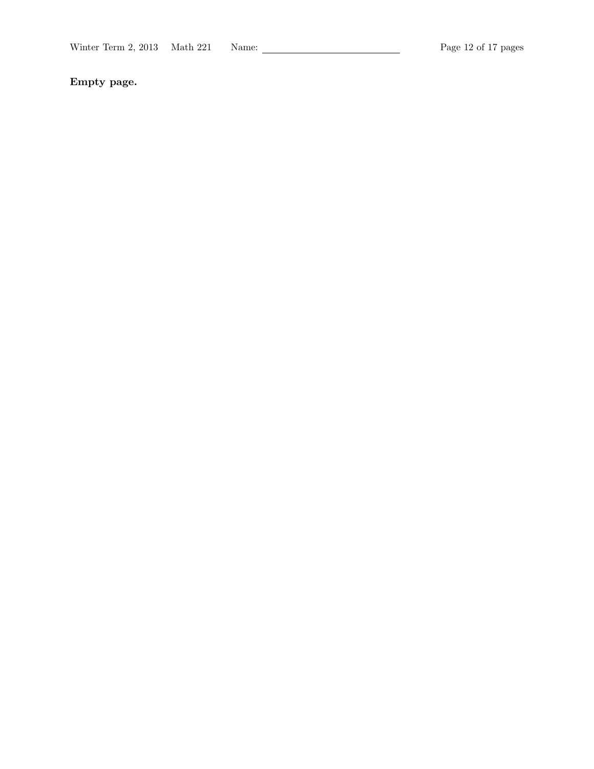**Empty page.**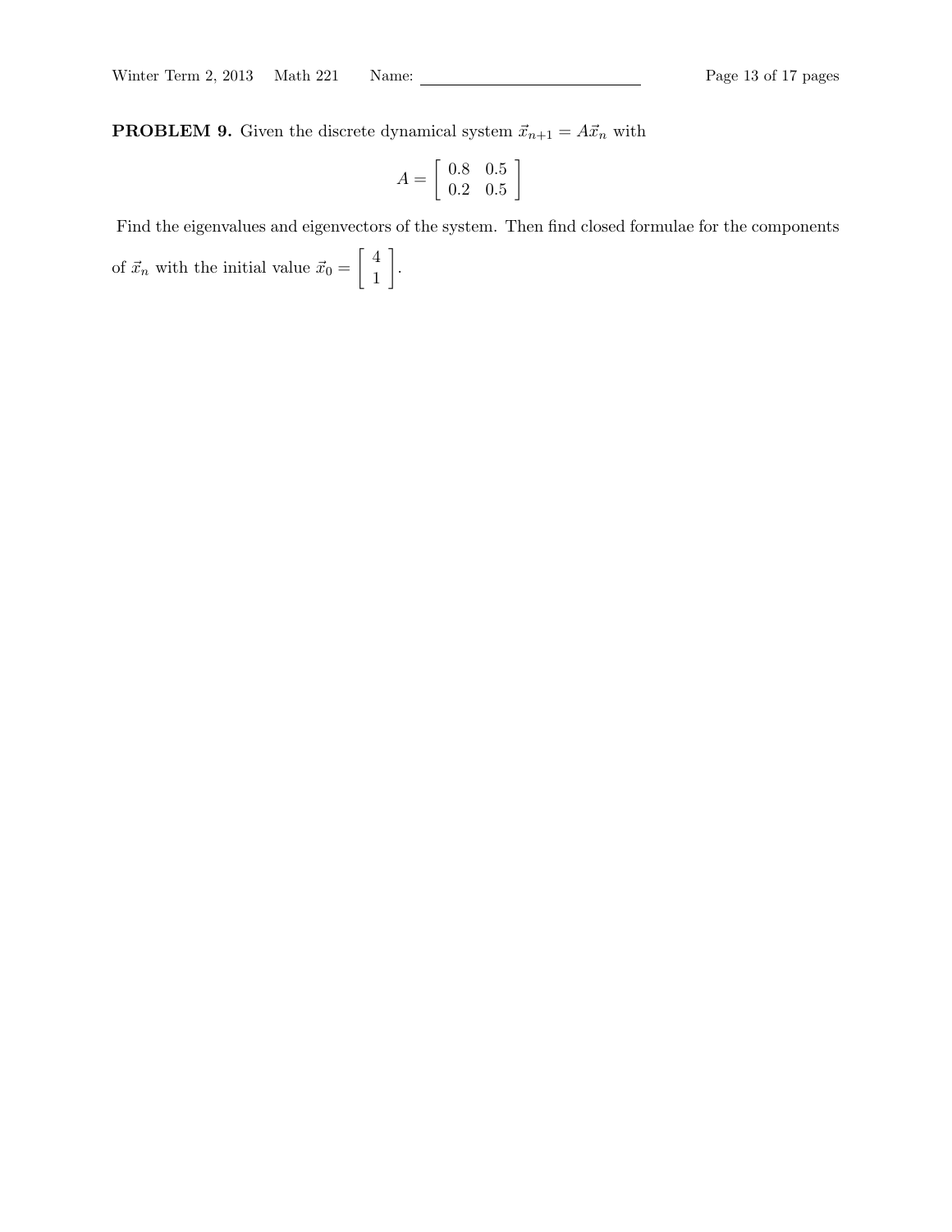**PROBLEM 9.** Given the discrete dynamical system $\vec{x}_{n+1} = A\vec{x}_n$ with

$$A = \begin{bmatrix} 0.8 & 0.5 \\ 0.2 & 0.5 \end{bmatrix}$$

Find the eigenvalues and eigenvectors of the system. Then find closed formulae for the components of $\vec{x}_n$ with the initial value $\vec{x}_0 = \begin{bmatrix} 4 \\ 1 \end{bmatrix}$.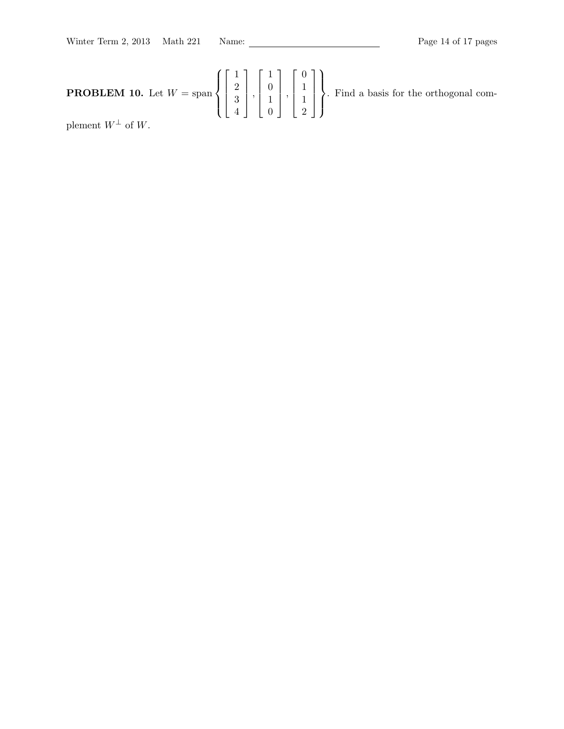**PROBLEM 10.** Let $W = \text{span}\left\{ \begin{bmatrix} 1 \\ 2 \\ 3 \\ 4 \end{bmatrix}, \begin{bmatrix} 1 \\ 0 \\ 1 \\ 0 \end{bmatrix}, \begin{bmatrix} 0 \\ 1 \\ 1 \\ 2 \end{bmatrix} \right\}$. Find a basis for the orthogonal complement $W^\perp$ of $W$.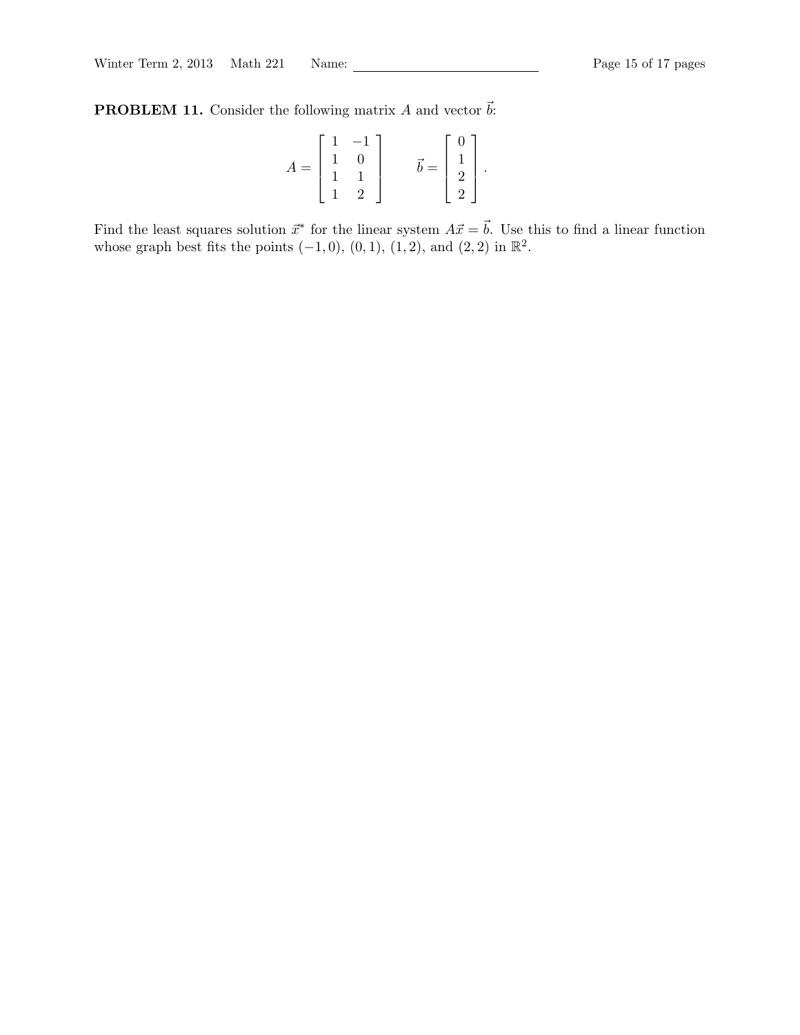**PROBLEM 11.** Consider the following matrix $A$ and vector $\vec{b}$:

$$A = \begin{bmatrix} 1 & -1 \\ 1 & 0 \\ 1 & 1 \\ 1 & 2 \end{bmatrix} \qquad \vec{b} = \begin{bmatrix} 0 \\ 1 \\ 2 \\ 2 \end{bmatrix}.$$

Find the least squares solution $\vec{x}^*$ for the linear system $A\vec{x} = \vec{b}$. Use this to find a linear function whose graph best fits the points $(-1, 0)$, $(0, 1)$, $(1, 2)$, and $(2, 2)$ in $\mathbb{R}^2$.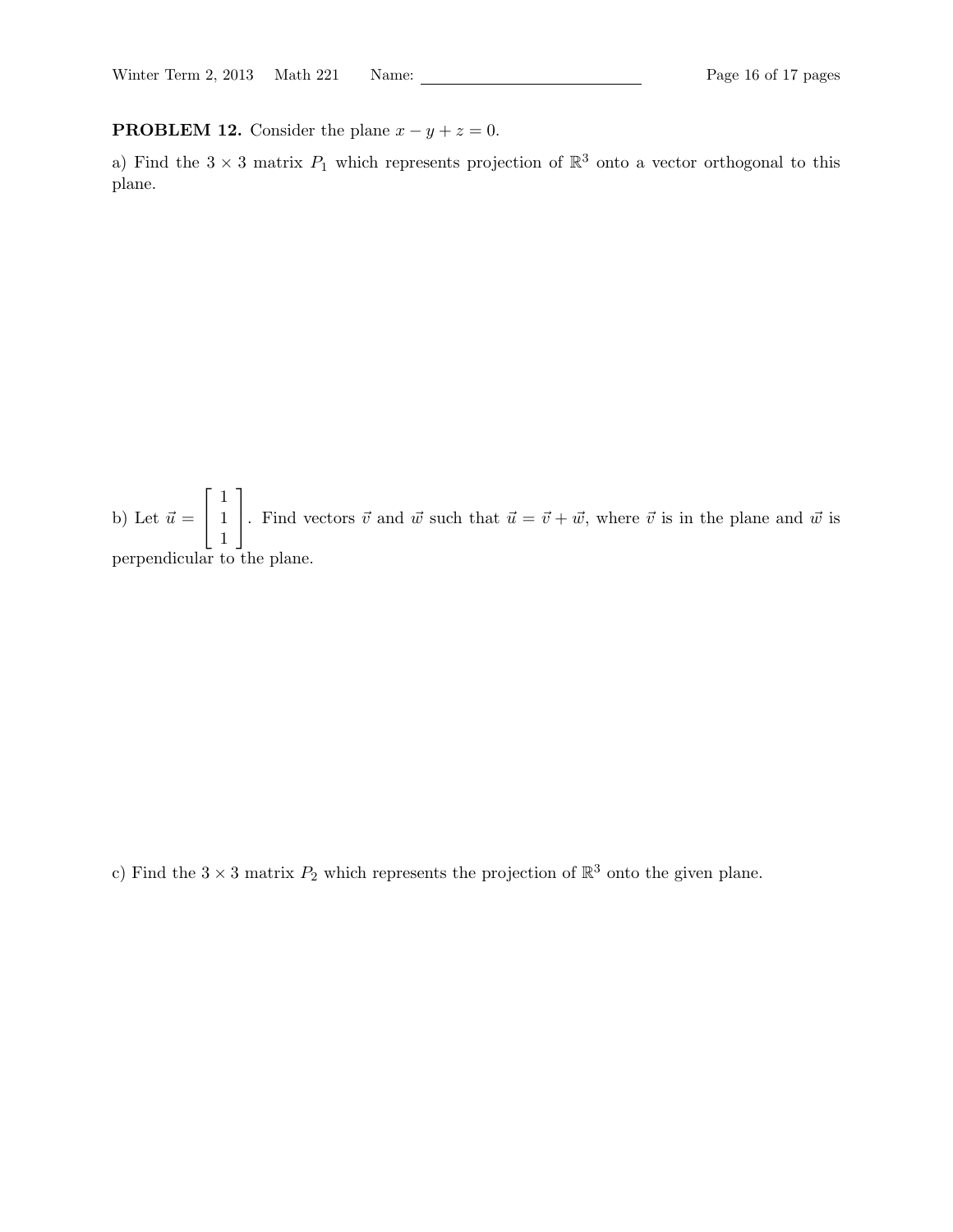**PROBLEM 12.** Consider the plane $x - y + z = 0$.

a) Find the $3 \times 3$ matrix $P_1$ which represents projection of $\mathbb{R}^3$ onto a vector orthogonal to this plane.

b) Let $\vec{u} = \begin{bmatrix} 1 \\ 1 \\ 1 \end{bmatrix}$. Find vectors $\vec{v}$ and $\vec{w}$ such that $\vec{u} = \vec{v} + \vec{w}$, where $\vec{v}$ is in the plane and $\vec{w}$ is perpendicular to the plane.

c) Find the $3 \times 3$ matrix $P_2$ which represents the projection of $\mathbb{R}^3$ onto the given plane.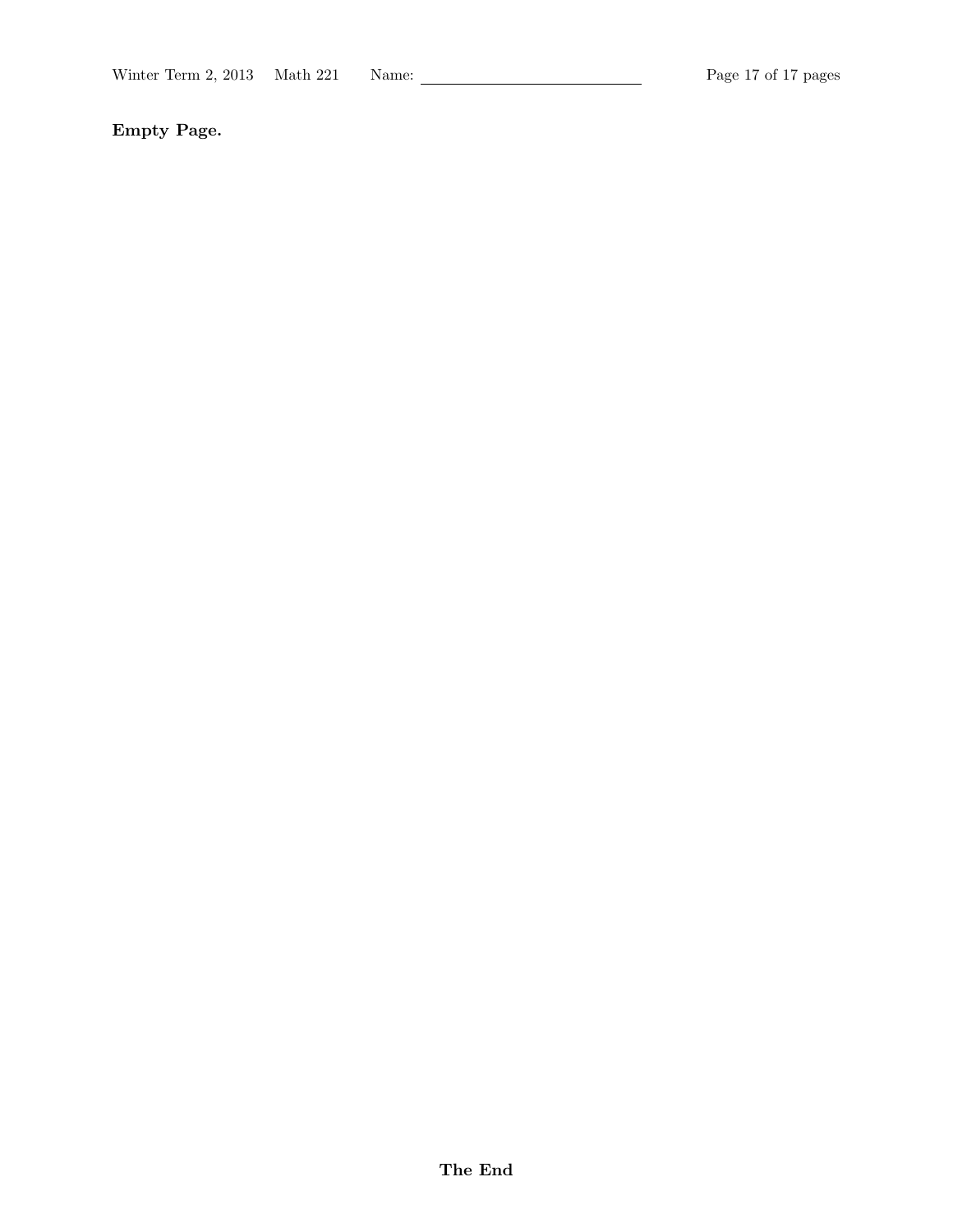**Empty Page.**

**The End**